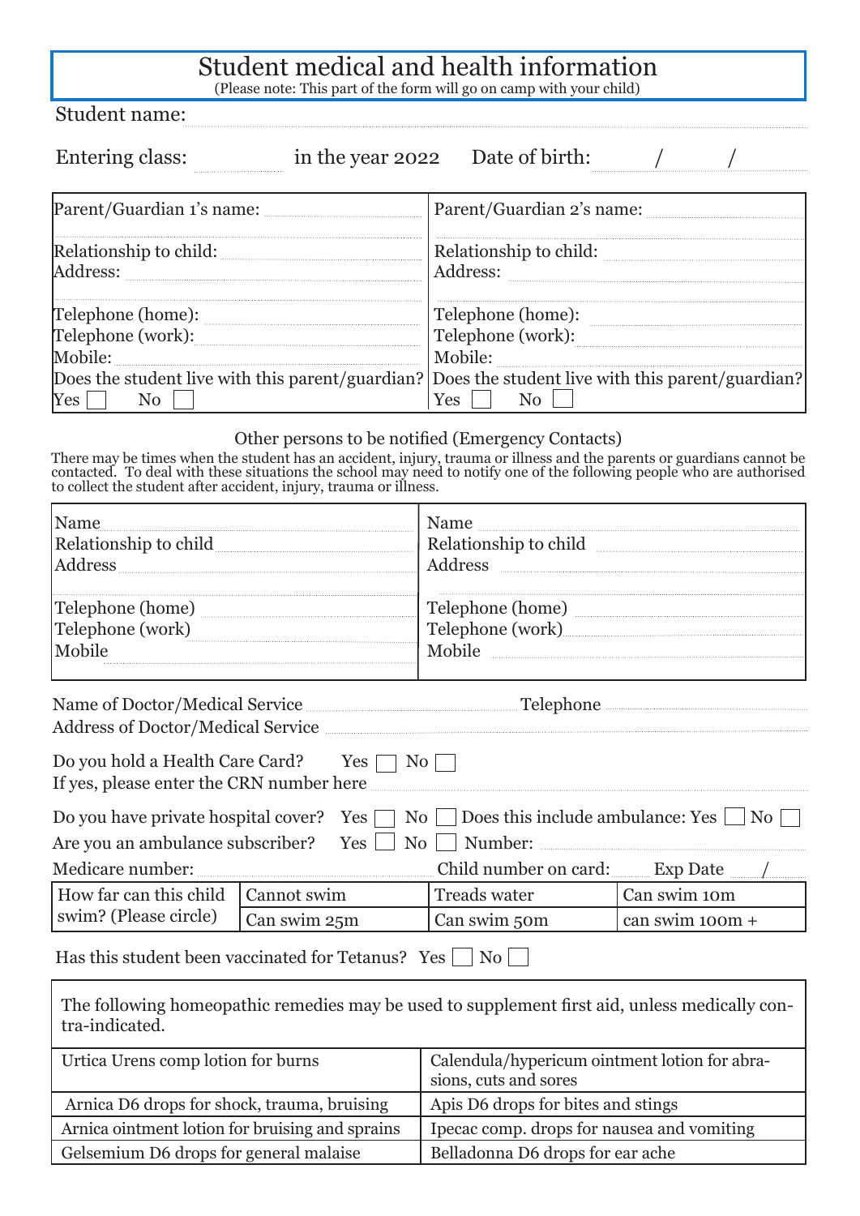# Student medical and health information

(Please note: This part of the form will go on camp with your child)

Student name: ________________________________

Entering class: __________ in the year 2022 Date of birth: ____ / ____ / ____

| Parent/Guardian 1's name: | Parent/Guardian 2's name: |
|---|---|
| Relationship to child: | Relationship to child: |
| Address: | Address: |
| Telephone (home): | Telephone (home): |
| Telephone (work): | Telephone (work): |
| Mobile: | Mobile: |
| Does the student live with this parent/guardian? | Does the student live with this parent/guardian? |
| Yes ☐ No ☐ | Yes ☐ No ☐ |

Other persons to be notified (Emergency Contacts)

There may be times when the student has an accident, injury, trauma or illness and the parents or guardians cannot be contacted. To deal with these situations the school may need to notify one of the following people who are authorised to collect the student after accident, injury, trauma or illness.

| Name | Name |
|---|---|
| Relationship to child | Relationship to child |
| Address | Address |
| Telephone (home) | Telephone (home) |
| Telephone (work) | Telephone (work) |
| Mobile | Mobile |

Name of Doctor/Medical Service ____________________ Telephone ____________

Address of Doctor/Medical Service ________________________________

Do you hold a Health Care Card? Yes ☐ No ☐

If yes, please enter the CRN number here ________________________________

Do you have private hospital cover? Yes ☐ No ☐ Does this include ambulance: Yes ☐ No ☐

Are you an ambulance subscriber? Yes ☐ No ☐ Number: ____________

Medicare number: ____________________ Child number on card: ______ Exp Date ____ / ____

| How far can this child swim? (Please circle) | Cannot swim | Treads water | Can swim 10m |
|---|---|---|---|
| | Can swim 25m | Can swim 50m | can swim 100m + |

Has this student been vaccinated for Tetanus? Yes ☐ No ☐

The following homeopathic remedies may be used to supplement first aid, unless medically contra-indicated.

| | |
|---|---|
| Urtica Urens comp lotion for burns | Calendula/hypericum ointment lotion for abrasions, cuts and sores |
| Arnica D6 drops for shock, trauma, bruising | Apis D6 drops for bites and stings |
| Arnica ointment lotion for bruising and sprains | Ipecac comp. drops for nausea and vomiting |
| Gelsemium D6 drops for general malaise | Belladonna D6 drops for ear ache |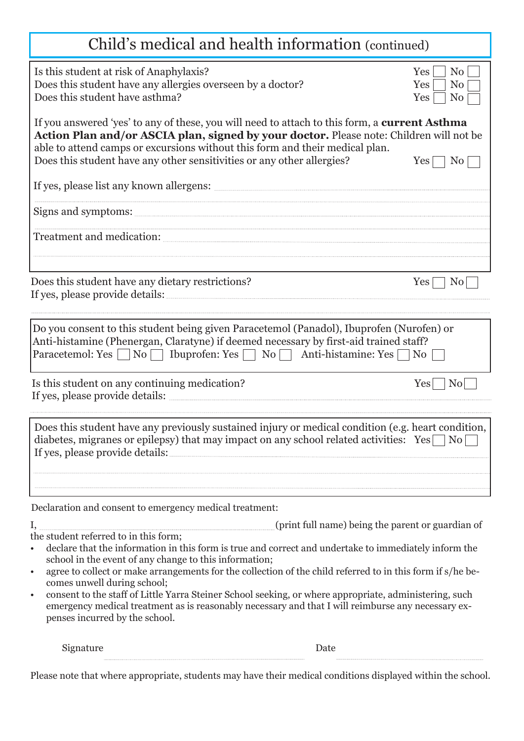# Child's medical and health information (continued)

Is this student at risk of Anaphylaxis? Yes ☐ No ☐

Does this student have any allergies overseen by a doctor? Yes ☐ No ☐

Does this student have asthma? Yes ☐ No ☐

If you answered 'yes' to any of these, you will need to attach to this form, a **current Asthma Action Plan and/or ASCIA plan, signed by your doctor.** Please note: Children will not be able to attend camps or excursions without this form and their medical plan.

Does this student have any other sensitivities or any other allergies? Yes ☐ No ☐

If yes, please list any known allergens: ..............................

Signs and symptoms: ..............................

Treatment and medication: ..............................

Does this student have any dietary restrictions? Yes ☐ No ☐

If yes, please provide details: ..............................

Do you consent to this student being given Paracetemol (Panadol), Ibuprofen (Nurofen) or Anti-histamine (Phenergan, Claratyne) if deemed necessary by first-aid trained staff?

Paracetemol: Yes ☐ No ☐ Ibuprofen: Yes ☐ No ☐ Anti-histamine: Yes ☐ No ☐

Is this student on any continuing medication? Yes ☐ No ☐

If yes, please provide details: ..............................

Does this student have any previously sustained injury or medical condition (e.g. heart condition, diabetes, migranes or epilepsy) that may impact on any school related activities: Yes ☐ No ☐

If yes, please provide details: ..............................

Declaration and consent to emergency medical treatment:

I, .............................. (print full name) being the parent or guardian of the student referred to in this form;

- declare that the information in this form is true and correct and undertake to immediately inform the school in the event of any change to this information;
- agree to collect or make arrangements for the collection of the child referred to in this form if s/he becomes unwell during school;
- consent to the staff of Little Yarra Steiner School seeking, or where appropriate, administering, such emergency medical treatment as is reasonably necessary and that I will reimburse any necessary expenses incurred by the school.

Signature .............................. Date ..............................

Please note that where appropriate, students may have their medical conditions displayed within the school.